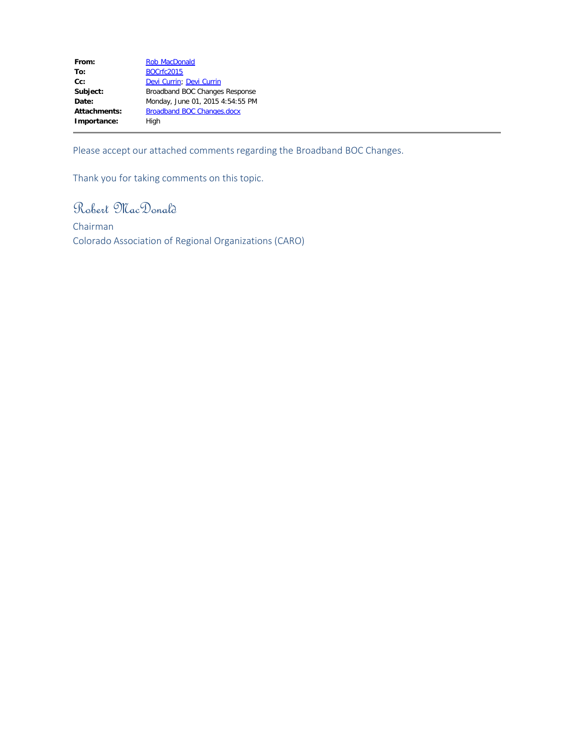| | |
|---|---|
| **From:** | Rob MacDonald |
| **To:** | BOCrfc2015 |
| **Cc:** | Devi Currin; Devi Currin |
| **Subject:** | Broadband BOC Changes Response |
| **Date:** | Monday, June 01, 2015 4:54:55 PM |
| **Attachments:** | Broadband BOC Changes.docx |
| **Importance:** | High |

---

Please accept our attached comments regarding the Broadband BOC Changes.

Thank you for taking comments on this topic.

Robert MacDonald

Chairman
Colorado Association of Regional Organizations (CARO)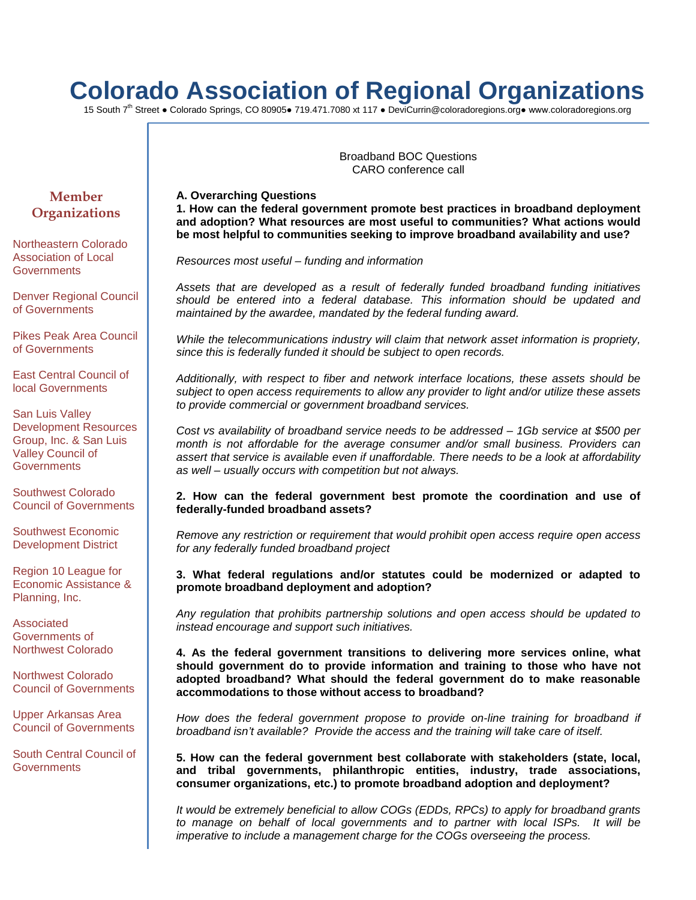# Colorado Association of Regional Organizations

15 South 7th Street ● Colorado Springs, CO 80905● 719.471.7080 xt 117 ● DeviCurrin@coloradoregions.org● www.coloradoregions.org

**Member Organizations**

Northeastern Colorado Association of Local Governments

Denver Regional Council of Governments

Pikes Peak Area Council of Governments

East Central Council of local Governments

San Luis Valley Development Resources Group, Inc. & San Luis Valley Council of Governments

Southwest Colorado Council of Governments

Southwest Economic Development District

Region 10 League for Economic Assistance & Planning, Inc.

Associated Governments of Northwest Colorado

Northwest Colorado Council of Governments

Upper Arkansas Area Council of Governments

South Central Council of Governments

Broadband BOC Questions
CARO conference call

**A. Overarching Questions**

**1. How can the federal government promote best practices in broadband deployment and adoption? What resources are most useful to communities? What actions would be most helpful to communities seeking to improve broadband availability and use?**

*Resources most useful – funding and information*

*Assets that are developed as a result of federally funded broadband funding initiatives should be entered into a federal database. This information should be updated and maintained by the awardee, mandated by the federal funding award.*

*While the telecommunications industry will claim that network asset information is propriety, since this is federally funded it should be subject to open records.*

*Additionally, with respect to fiber and network interface locations, these assets should be subject to open access requirements to allow any provider to light and/or utilize these assets to provide commercial or government broadband services.*

*Cost vs availability of broadband service needs to be addressed – 1Gb service at $500 per month is not affordable for the average consumer and/or small business. Providers can assert that service is available even if unaffordable. There needs to be a look at affordability as well – usually occurs with competition but not always.*

**2. How can the federal government best promote the coordination and use of federally-funded broadband assets?**

*Remove any restriction or requirement that would prohibit open access require open access for any federally funded broadband project*

**3. What federal regulations and/or statutes could be modernized or adapted to promote broadband deployment and adoption?**

*Any regulation that prohibits partnership solutions and open access should be updated to instead encourage and support such initiatives.*

**4. As the federal government transitions to delivering more services online, what should government do to provide information and training to those who have not adopted broadband? What should the federal government do to make reasonable accommodations to those without access to broadband?**

*How does the federal government propose to provide on-line training for broadband if broadband isn't available? Provide the access and the training will take care of itself.*

**5. How can the federal government best collaborate with stakeholders (state, local, and tribal governments, philanthropic entities, industry, trade associations, consumer organizations, etc.) to promote broadband adoption and deployment?**

*It would be extremely beneficial to allow COGs (EDDs, RPCs) to apply for broadband grants to manage on behalf of local governments and to partner with local ISPs. It will be imperative to include a management charge for the COGs overseeing the process.*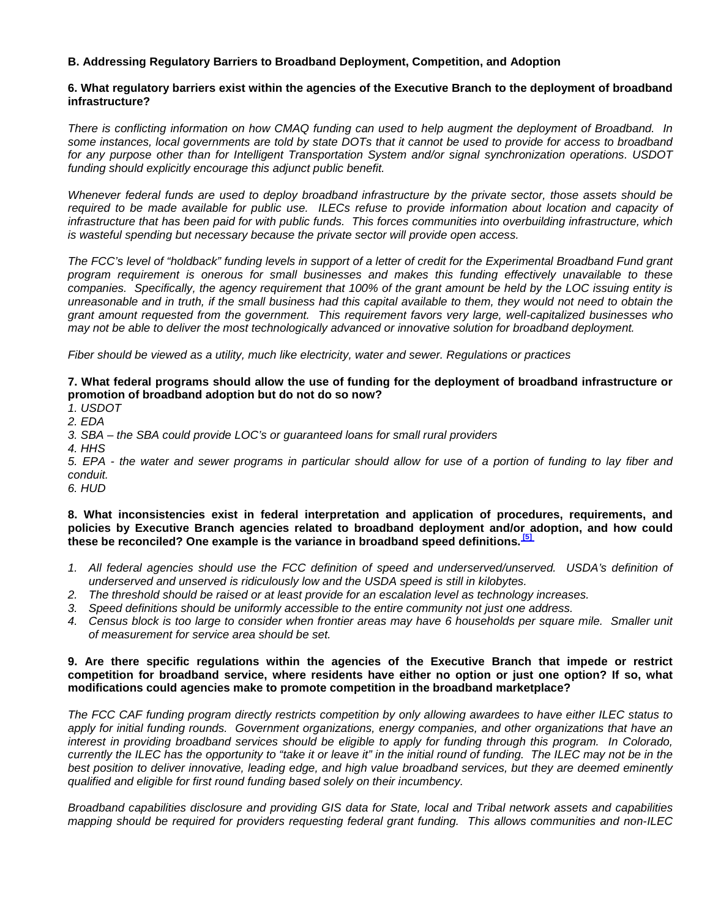**B. Addressing Regulatory Barriers to Broadband Deployment, Competition, and Adoption**

**6. What regulatory barriers exist within the agencies of the Executive Branch to the deployment of broadband infrastructure?**

*There is conflicting information on how CMAQ funding can used to help augment the deployment of Broadband. In some instances, local governments are told by state DOTs that it cannot be used to provide for access to broadband for any purpose other than for Intelligent Transportation System and/or signal synchronization operations. USDOT funding should explicitly encourage this adjunct public benefit.*

*Whenever federal funds are used to deploy broadband infrastructure by the private sector, those assets should be required to be made available for public use. ILECs refuse to provide information about location and capacity of infrastructure that has been paid for with public funds. This forces communities into overbuilding infrastructure, which is wasteful spending but necessary because the private sector will provide open access.*

*The FCC's level of "holdback" funding levels in support of a letter of credit for the Experimental Broadband Fund grant program requirement is onerous for small businesses and makes this funding effectively unavailable to these companies. Specifically, the agency requirement that 100% of the grant amount be held by the LOC issuing entity is unreasonable and in truth, if the small business had this capital available to them, they would not need to obtain the grant amount requested from the government. This requirement favors very large, well-capitalized businesses who may not be able to deliver the most technologically advanced or innovative solution for broadband deployment.*

*Fiber should be viewed as a utility, much like electricity, water and sewer. Regulations or practices*

**7. What federal programs should allow the use of funding for the deployment of broadband infrastructure or promotion of broadband adoption but do not do so now?**

*1. USDOT*
*2. EDA*
*3. SBA – the SBA could provide LOC's or guaranteed loans for small rural providers*
*4. HHS*
*5. EPA - the water and sewer programs in particular should allow for use of a portion of funding to lay fiber and conduit.*
*6. HUD*

**8. What inconsistencies exist in federal interpretation and application of procedures, requirements, and policies by Executive Branch agencies related to broadband deployment and/or adoption, and how could these be reconciled? One example is the variance in broadband speed definitions.[5]**

1. *All federal agencies should use the FCC definition of speed and underserved/unserved. USDA's definition of underserved and unserved is ridiculously low and the USDA speed is still in kilobytes.*
2. *The threshold should be raised or at least provide for an escalation level as technology increases.*
3. *Speed definitions should be uniformly accessible to the entire community not just one address.*
4. *Census block is too large to consider when frontier areas may have 6 households per square mile. Smaller unit of measurement for service area should be set.*

**9. Are there specific regulations within the agencies of the Executive Branch that impede or restrict competition for broadband service, where residents have either no option or just one option? If so, what modifications could agencies make to promote competition in the broadband marketplace?**

*The FCC CAF funding program directly restricts competition by only allowing awardees to have either ILEC status to apply for initial funding rounds. Government organizations, energy companies, and other organizations that have an interest in providing broadband services should be eligible to apply for funding through this program. In Colorado, currently the ILEC has the opportunity to "take it or leave it" in the initial round of funding. The ILEC may not be in the best position to deliver innovative, leading edge, and high value broadband services, but they are deemed eminently qualified and eligible for first round funding based solely on their incumbency.*

*Broadband capabilities disclosure and providing GIS data for State, local and Tribal network assets and capabilities mapping should be required for providers requesting federal grant funding. This allows communities and non-ILEC*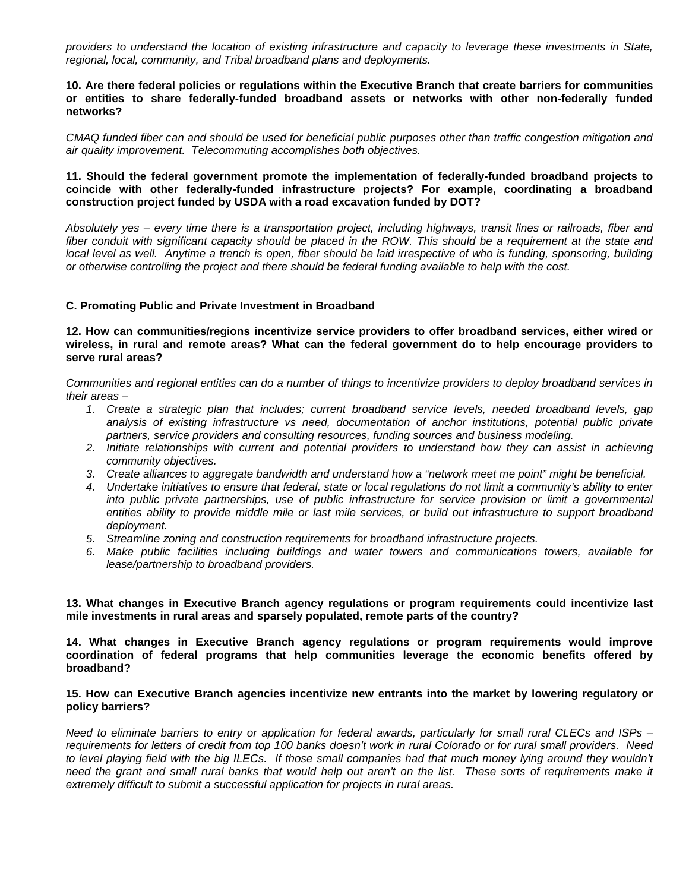*providers to understand the location of existing infrastructure and capacity to leverage these investments in State, regional, local, community, and Tribal broadband plans and deployments.*

**10. Are there federal policies or regulations within the Executive Branch that create barriers for communities or entities to share federally-funded broadband assets or networks with other non-federally funded networks?**

*CMAQ funded fiber can and should be used for beneficial public purposes other than traffic congestion mitigation and air quality improvement. Telecommuting accomplishes both objectives.*

**11. Should the federal government promote the implementation of federally-funded broadband projects to coincide with other federally-funded infrastructure projects? For example, coordinating a broadband construction project funded by USDA with a road excavation funded by DOT?**

*Absolutely yes – every time there is a transportation project, including highways, transit lines or railroads, fiber and fiber conduit with significant capacity should be placed in the ROW. This should be a requirement at the state and local level as well. Anytime a trench is open, fiber should be laid irrespective of who is funding, sponsoring, building or otherwise controlling the project and there should be federal funding available to help with the cost.*

**C. Promoting Public and Private Investment in Broadband**

**12. How can communities/regions incentivize service providers to offer broadband services, either wired or wireless, in rural and remote areas? What can the federal government do to help encourage providers to serve rural areas?**

*Communities and regional entities can do a number of things to incentivize providers to deploy broadband services in their areas –*

1. *Create a strategic plan that includes; current broadband service levels, needed broadband levels, gap analysis of existing infrastructure vs need, documentation of anchor institutions, potential public private partners, service providers and consulting resources, funding sources and business modeling.*
2. *Initiate relationships with current and potential providers to understand how they can assist in achieving community objectives.*
3. *Create alliances to aggregate bandwidth and understand how a "network meet me point" might be beneficial.*
4. *Undertake initiatives to ensure that federal, state or local regulations do not limit a community's ability to enter into public private partnerships, use of public infrastructure for service provision or limit a governmental entities ability to provide middle mile or last mile services, or build out infrastructure to support broadband deployment.*
5. *Streamline zoning and construction requirements for broadband infrastructure projects.*
6. *Make public facilities including buildings and water towers and communications towers, available for lease/partnership to broadband providers.*

**13. What changes in Executive Branch agency regulations or program requirements could incentivize last mile investments in rural areas and sparsely populated, remote parts of the country?**

**14. What changes in Executive Branch agency regulations or program requirements would improve coordination of federal programs that help communities leverage the economic benefits offered by broadband?**

**15. How can Executive Branch agencies incentivize new entrants into the market by lowering regulatory or policy barriers?**

*Need to eliminate barriers to entry or application for federal awards, particularly for small rural CLECs and ISPs – requirements for letters of credit from top 100 banks doesn't work in rural Colorado or for rural small providers. Need to level playing field with the big ILECs. If those small companies had that much money lying around they wouldn't need the grant and small rural banks that would help out aren't on the list. These sorts of requirements make it extremely difficult to submit a successful application for projects in rural areas.*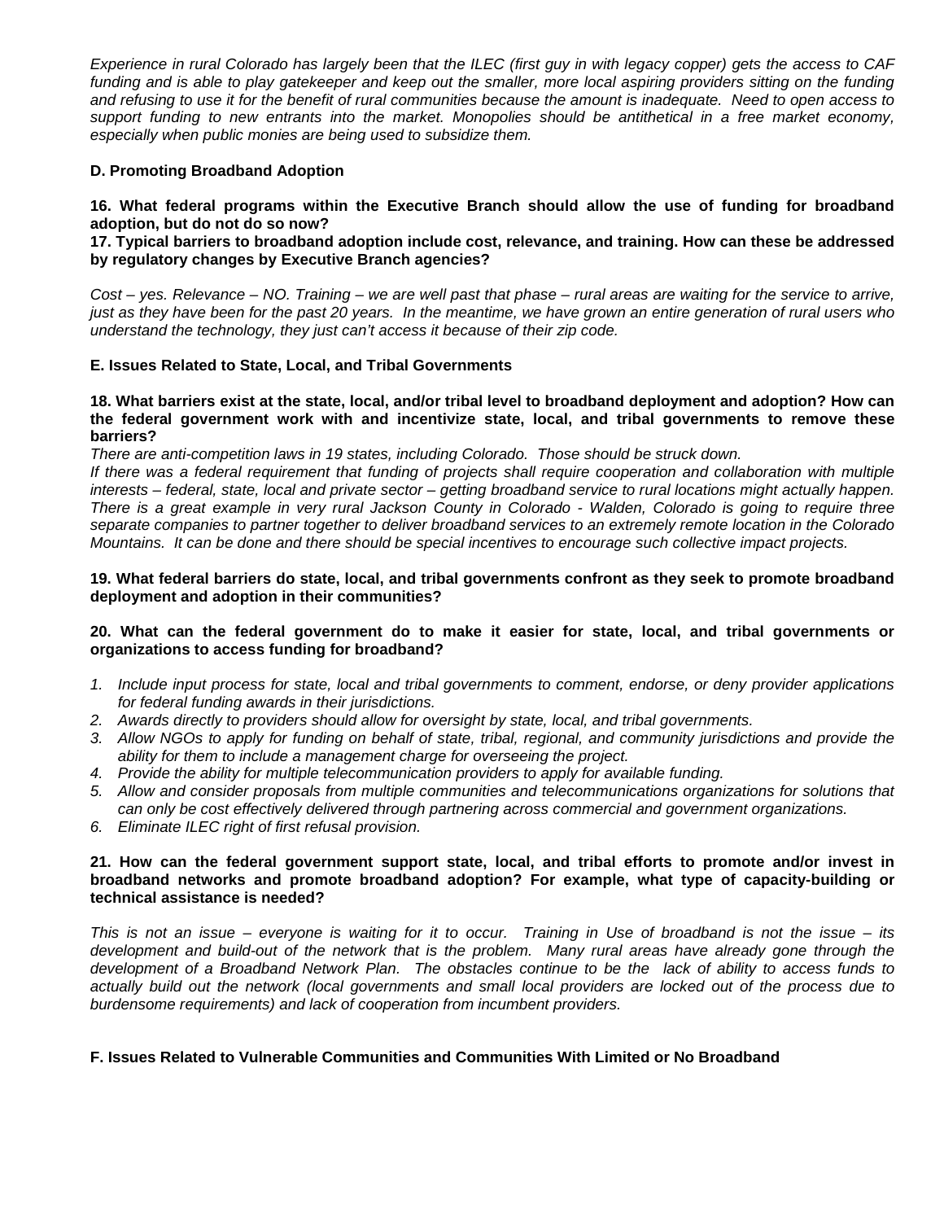*Experience in rural Colorado has largely been that the ILEC (first guy in with legacy copper) gets the access to CAF funding and is able to play gatekeeper and keep out the smaller, more local aspiring providers sitting on the funding and refusing to use it for the benefit of rural communities because the amount is inadequate. Need to open access to support funding to new entrants into the market. Monopolies should be antithetical in a free market economy, especially when public monies are being used to subsidize them.*

### D. Promoting Broadband Adoption

**16. What federal programs within the Executive Branch should allow the use of funding for broadband adoption, but do not do so now?**

**17. Typical barriers to broadband adoption include cost, relevance, and training. How can these be addressed by regulatory changes by Executive Branch agencies?**

*Cost – yes. Relevance – NO. Training – we are well past that phase – rural areas are waiting for the service to arrive, just as they have been for the past 20 years. In the meantime, we have grown an entire generation of rural users who understand the technology, they just can't access it because of their zip code.*

### E. Issues Related to State, Local, and Tribal Governments

**18. What barriers exist at the state, local, and/or tribal level to broadband deployment and adoption? How can the federal government work with and incentivize state, local, and tribal governments to remove these barriers?**

*There are anti-competition laws in 19 states, including Colorado. Those should be struck down.*

*If there was a federal requirement that funding of projects shall require cooperation and collaboration with multiple interests – federal, state, local and private sector – getting broadband service to rural locations might actually happen. There is a great example in very rural Jackson County in Colorado - Walden, Colorado is going to require three separate companies to partner together to deliver broadband services to an extremely remote location in the Colorado Mountains. It can be done and there should be special incentives to encourage such collective impact projects.*

**19. What federal barriers do state, local, and tribal governments confront as they seek to promote broadband deployment and adoption in their communities?**

**20. What can the federal government do to make it easier for state, local, and tribal governments or organizations to access funding for broadband?**

1. *Include input process for state, local and tribal governments to comment, endorse, or deny provider applications for federal funding awards in their jurisdictions.*
2. *Awards directly to providers should allow for oversight by state, local, and tribal governments.*
3. *Allow NGOs to apply for funding on behalf of state, tribal, regional, and community jurisdictions and provide the ability for them to include a management charge for overseeing the project.*
4. *Provide the ability for multiple telecommunication providers to apply for available funding.*
5. *Allow and consider proposals from multiple communities and telecommunications organizations for solutions that can only be cost effectively delivered through partnering across commercial and government organizations.*
6. *Eliminate ILEC right of first refusal provision.*

**21. How can the federal government support state, local, and tribal efforts to promote and/or invest in broadband networks and promote broadband adoption? For example, what type of capacity-building or technical assistance is needed?**

*This is not an issue – everyone is waiting for it to occur. Training in Use of broadband is not the issue – its development and build-out of the network that is the problem. Many rural areas have already gone through the development of a Broadband Network Plan. The obstacles continue to be the lack of ability to access funds to actually build out the network (local governments and small local providers are locked out of the process due to burdensome requirements) and lack of cooperation from incumbent providers.*

### F. Issues Related to Vulnerable Communities and Communities With Limited or No Broadband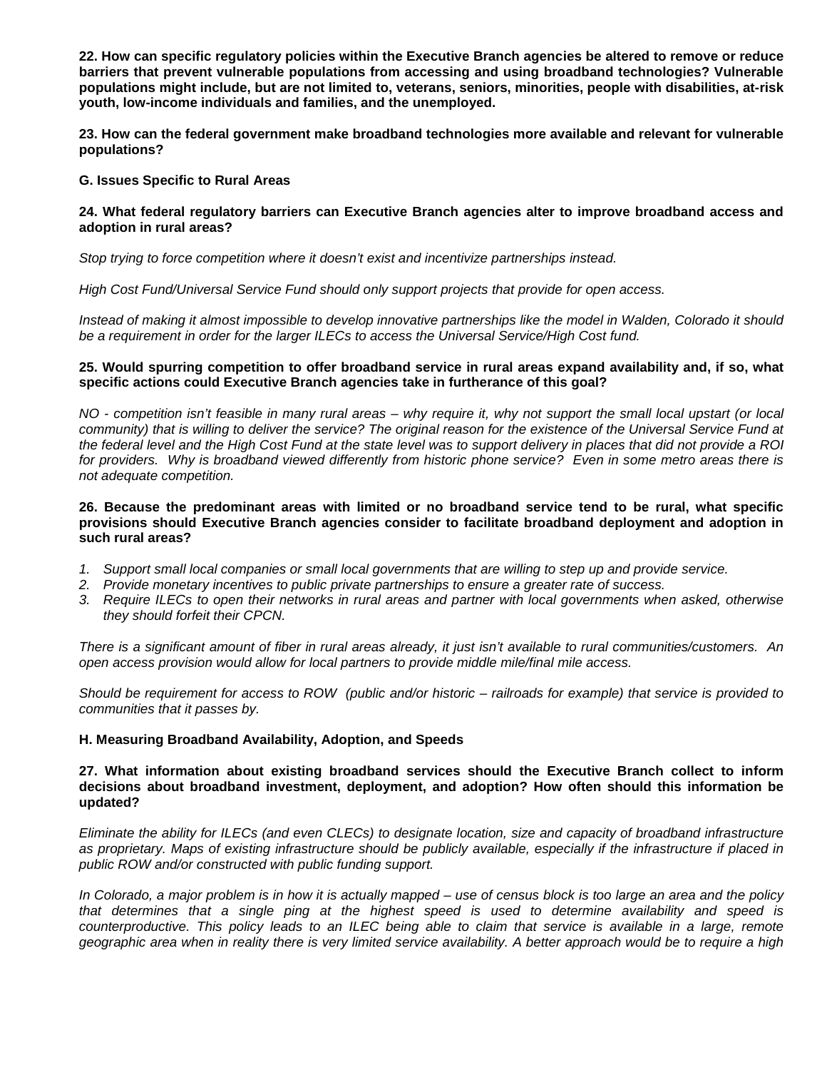**22. How can specific regulatory policies within the Executive Branch agencies be altered to remove or reduce barriers that prevent vulnerable populations from accessing and using broadband technologies? Vulnerable populations might include, but are not limited to, veterans, seniors, minorities, people with disabilities, at-risk youth, low-income individuals and families, and the unemployed.**

**23. How can the federal government make broadband technologies more available and relevant for vulnerable populations?**

**G. Issues Specific to Rural Areas**

**24. What federal regulatory barriers can Executive Branch agencies alter to improve broadband access and adoption in rural areas?**

*Stop trying to force competition where it doesn't exist and incentivize partnerships instead.*

*High Cost Fund/Universal Service Fund should only support projects that provide for open access.*

*Instead of making it almost impossible to develop innovative partnerships like the model in Walden, Colorado it should be a requirement in order for the larger ILECs to access the Universal Service/High Cost fund.*

**25. Would spurring competition to offer broadband service in rural areas expand availability and, if so, what specific actions could Executive Branch agencies take in furtherance of this goal?**

*NO - competition isn't feasible in many rural areas – why require it, why not support the small local upstart (or local community) that is willing to deliver the service? The original reason for the existence of the Universal Service Fund at the federal level and the High Cost Fund at the state level was to support delivery in places that did not provide a ROI for providers. Why is broadband viewed differently from historic phone service? Even in some metro areas there is not adequate competition.*

**26. Because the predominant areas with limited or no broadband service tend to be rural, what specific provisions should Executive Branch agencies consider to facilitate broadband deployment and adoption in such rural areas?**

1. *Support small local companies or small local governments that are willing to step up and provide service.*
2. *Provide monetary incentives to public private partnerships to ensure a greater rate of success.*
3. *Require ILECs to open their networks in rural areas and partner with local governments when asked, otherwise they should forfeit their CPCN.*

*There is a significant amount of fiber in rural areas already, it just isn't available to rural communities/customers. An open access provision would allow for local partners to provide middle mile/final mile access.*

*Should be requirement for access to ROW (public and/or historic – railroads for example) that service is provided to communities that it passes by.*

**H. Measuring Broadband Availability, Adoption, and Speeds**

**27. What information about existing broadband services should the Executive Branch collect to inform decisions about broadband investment, deployment, and adoption? How often should this information be updated?**

*Eliminate the ability for ILECs (and even CLECs) to designate location, size and capacity of broadband infrastructure as proprietary. Maps of existing infrastructure should be publicly available, especially if the infrastructure if placed in public ROW and/or constructed with public funding support.*

*In Colorado, a major problem is in how it is actually mapped – use of census block is too large an area and the policy that determines that a single ping at the highest speed is used to determine availability and speed is counterproductive. This policy leads to an ILEC being able to claim that service is available in a large, remote geographic area when in reality there is very limited service availability. A better approach would be to require a high*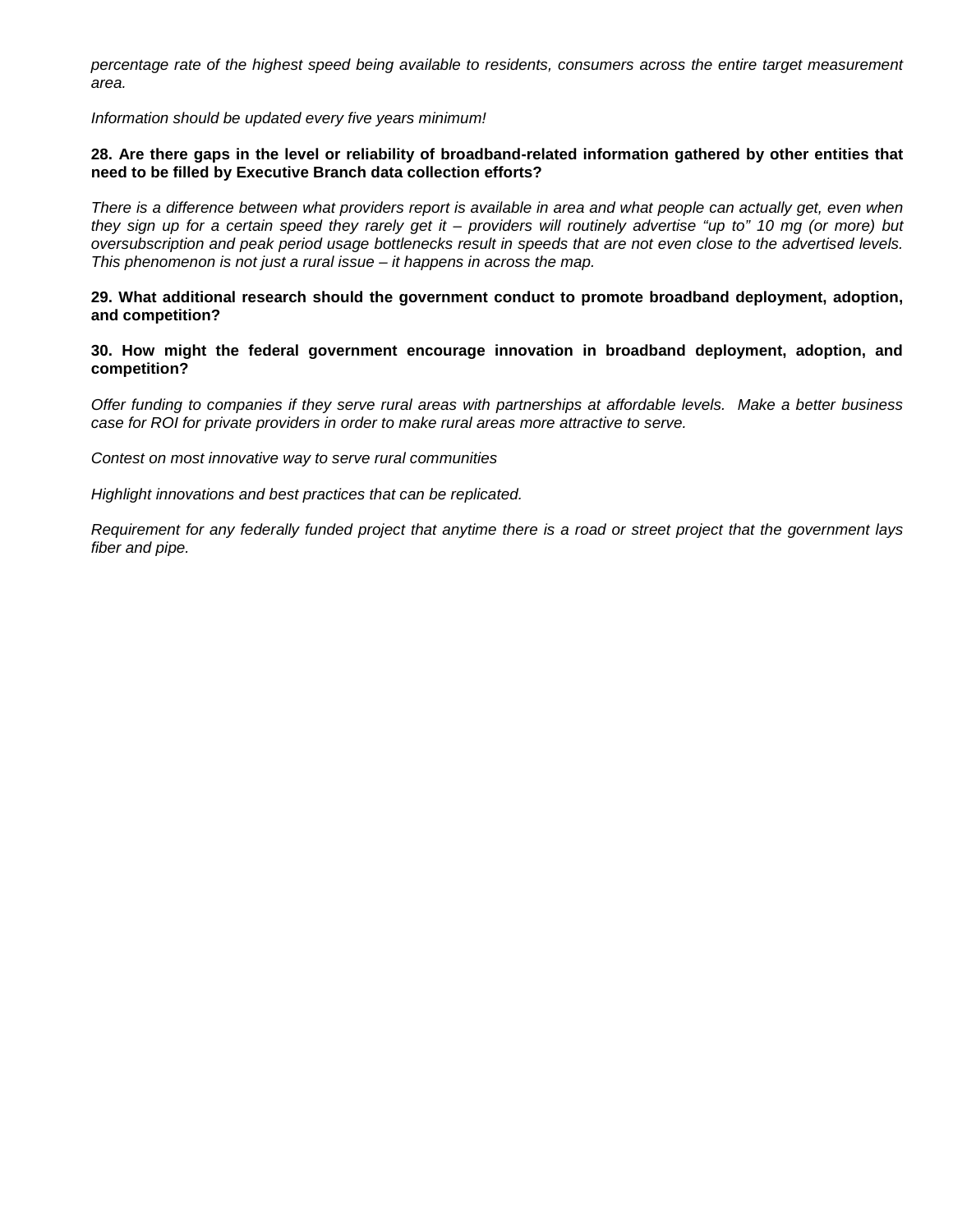*percentage rate of the highest speed being available to residents, consumers across the entire target measurement area.*

*Information should be updated every five years minimum!*

**28. Are there gaps in the level or reliability of broadband-related information gathered by other entities that need to be filled by Executive Branch data collection efforts?**

*There is a difference between what providers report is available in area and what people can actually get, even when they sign up for a certain speed they rarely get it – providers will routinely advertise "up to" 10 mg (or more) but oversubscription and peak period usage bottlenecks result in speeds that are not even close to the advertised levels. This phenomenon is not just a rural issue – it happens in across the map.*

**29. What additional research should the government conduct to promote broadband deployment, adoption, and competition?**

**30. How might the federal government encourage innovation in broadband deployment, adoption, and competition?**

*Offer funding to companies if they serve rural areas with partnerships at affordable levels. Make a better business case for ROI for private providers in order to make rural areas more attractive to serve.*

*Contest on most innovative way to serve rural communities*

*Highlight innovations and best practices that can be replicated.*

*Requirement for any federally funded project that anytime there is a road or street project that the government lays fiber and pipe.*